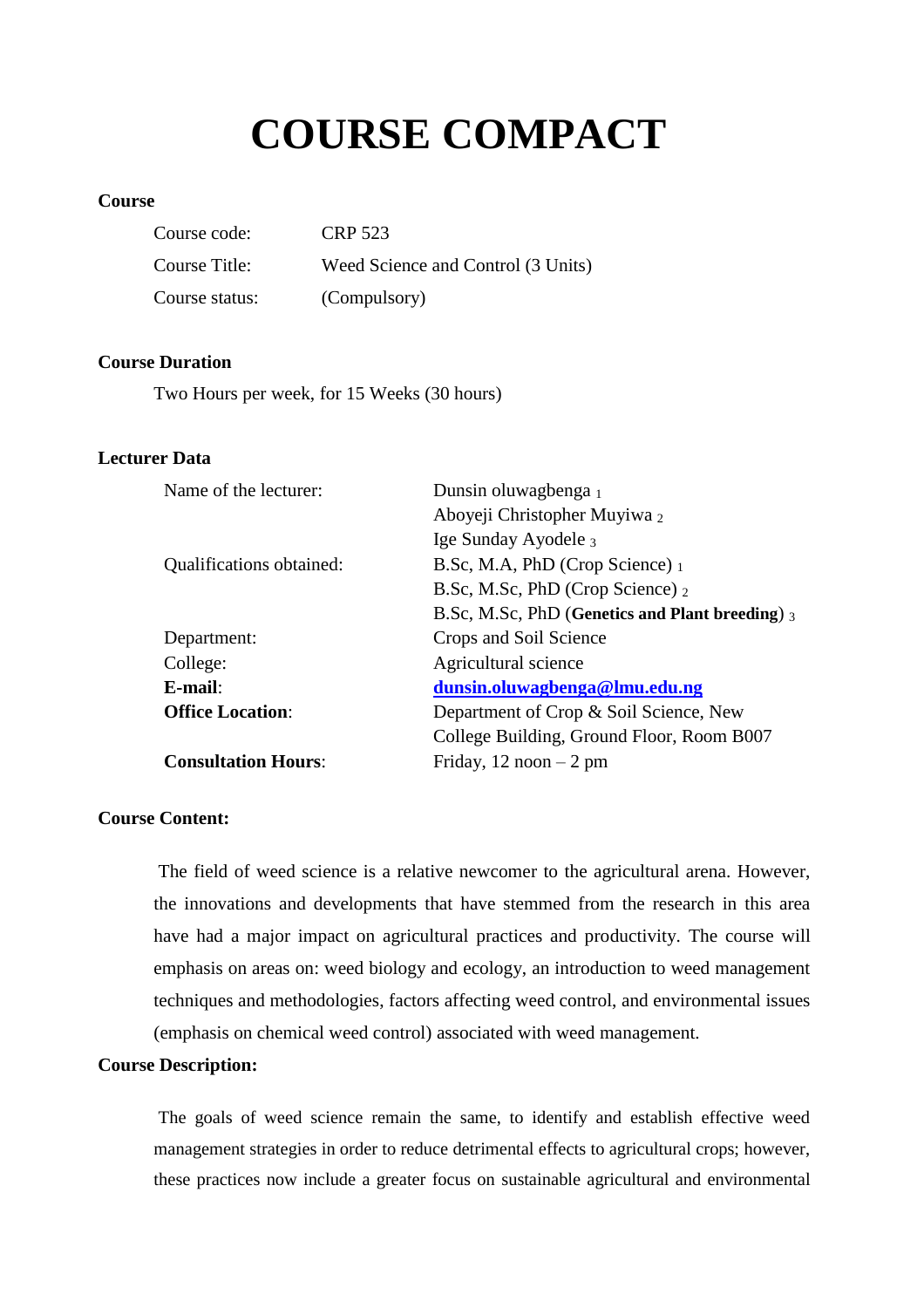# COURSE COMPACT

**Course**

| | |
|---|---|
| Course code: | CRP 523 |
| Course Title: | Weed Science and Control (3 Units) |
| Course status: | (Compulsory) |

**Course Duration**

Two Hours per week, for 15 Weeks (30 hours)

**Lecturer Data**

| | |
|---|---|
| Name of the lecturer: | Dunsin oluwagbenga [1]<br>Aboyeji Christopher Muyiwa [2]<br>Ige Sunday Ayodele [3] |
| Qualifications obtained: | B.Sc, M.A, PhD (Crop Science) [1]<br>B.Sc, M.Sc, PhD (Crop Science) [2]<br>B.Sc, M.Sc, PhD (**Genetics and Plant breeding**) [3] |
| Department: | Crops and Soil Science |
| College: | Agricultural science |
| **E-mail**: | **dunsin.oluwagbenga@lmu.edu.ng** |
| **Office Location**: | Department of Crop & Soil Science, New College Building, Ground Floor, Room B007 |
| **Consultation Hours**: | Friday, 12 noon – 2 pm |

**Course Content:**

The field of weed science is a relative newcomer to the agricultural arena. However, the innovations and developments that have stemmed from the research in this area have had a major impact on agricultural practices and productivity. The course will emphasis on areas on: weed biology and ecology, an introduction to weed management techniques and methodologies, factors affecting weed control, and environmental issues (emphasis on chemical weed control) associated with weed management.

**Course Description:**

The goals of weed science remain the same, to identify and establish effective weed management strategies in order to reduce detrimental effects to agricultural crops; however, these practices now include a greater focus on sustainable agricultural and environmental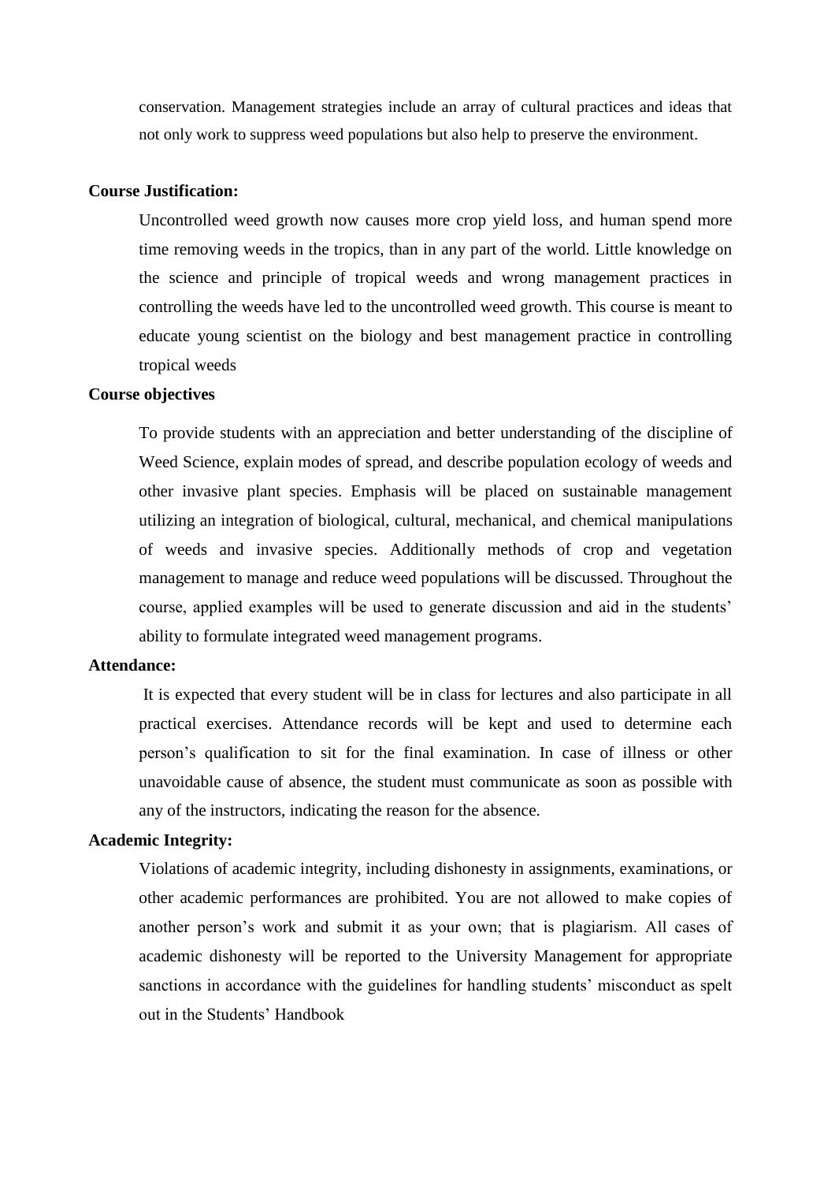conservation. Management strategies include an array of cultural practices and ideas that not only work to suppress weed populations but also help to preserve the environment.

**Course Justification:**

Uncontrolled weed growth now causes more crop yield loss, and human spend more time removing weeds in the tropics, than in any part of the world. Little knowledge on the science and principle of tropical weeds and wrong management practices in controlling the weeds have led to the uncontrolled weed growth. This course is meant to educate young scientist on the biology and best management practice in controlling tropical weeds

**Course objectives**

To provide students with an appreciation and better understanding of the discipline of Weed Science, explain modes of spread, and describe population ecology of weeds and other invasive plant species. Emphasis will be placed on sustainable management utilizing an integration of biological, cultural, mechanical, and chemical manipulations of weeds and invasive species. Additionally methods of crop and vegetation management to manage and reduce weed populations will be discussed. Throughout the course, applied examples will be used to generate discussion and aid in the students' ability to formulate integrated weed management programs.

**Attendance:**

It is expected that every student will be in class for lectures and also participate in all practical exercises. Attendance records will be kept and used to determine each person's qualification to sit for the final examination. In case of illness or other unavoidable cause of absence, the student must communicate as soon as possible with any of the instructors, indicating the reason for the absence.

**Academic Integrity:**

Violations of academic integrity, including dishonesty in assignments, examinations, or other academic performances are prohibited. You are not allowed to make copies of another person's work and submit it as your own; that is plagiarism. All cases of academic dishonesty will be reported to the University Management for appropriate sanctions in accordance with the guidelines for handling students' misconduct as spelt out in the Students' Handbook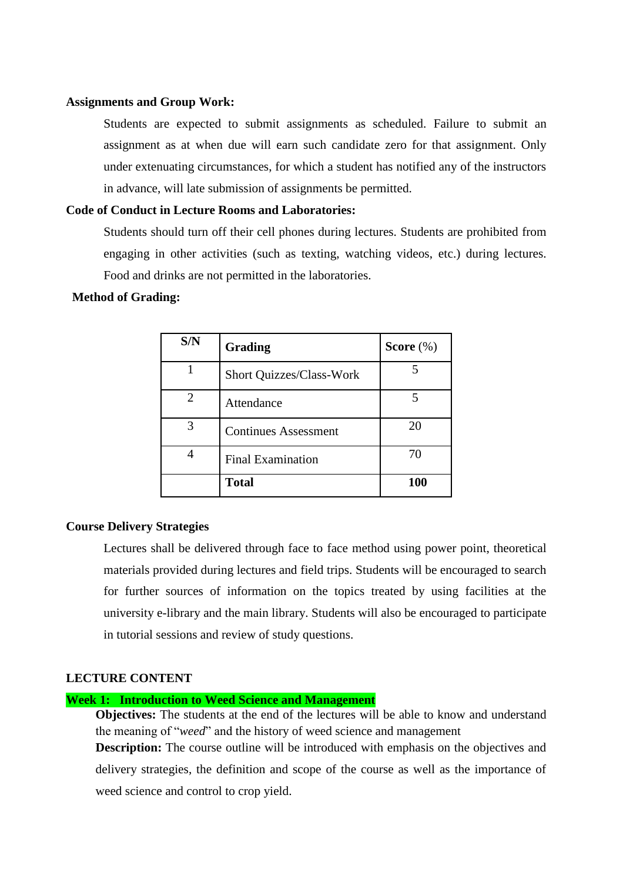**Assignments and Group Work:**

Students are expected to submit assignments as scheduled. Failure to submit an assignment as at when due will earn such candidate zero for that assignment. Only under extenuating circumstances, for which a student has notified any of the instructors in advance, will late submission of assignments be permitted.

**Code of Conduct in Lecture Rooms and Laboratories:**

Students should turn off their cell phones during lectures. Students are prohibited from engaging in other activities (such as texting, watching videos, etc.) during lectures. Food and drinks are not permitted in the laboratories.

**Method of Grading:**

| S/N | Grading | Score (%) |
|---|---|---|
| 1 | Short Quizzes/Class-Work | 5 |
| 2 | Attendance | 5 |
| 3 | Continues Assessment | 20 |
| 4 | Final Examination | 70 |
| | **Total** | **100** |

**Course Delivery Strategies**

Lectures shall be delivered through face to face method using power point, theoretical materials provided during lectures and field trips. Students will be encouraged to search for further sources of information on the topics treated by using facilities at the university e-library and the main library. Students will also be encouraged to participate in tutorial sessions and review of study questions.

**LECTURE CONTENT**

**Week 1: Introduction to Weed Science and Management**

**Objectives:** The students at the end of the lectures will be able to know and understand the meaning of "*weed*" and the history of weed science and management

**Description:** The course outline will be introduced with emphasis on the objectives and delivery strategies, the definition and scope of the course as well as the importance of weed science and control to crop yield.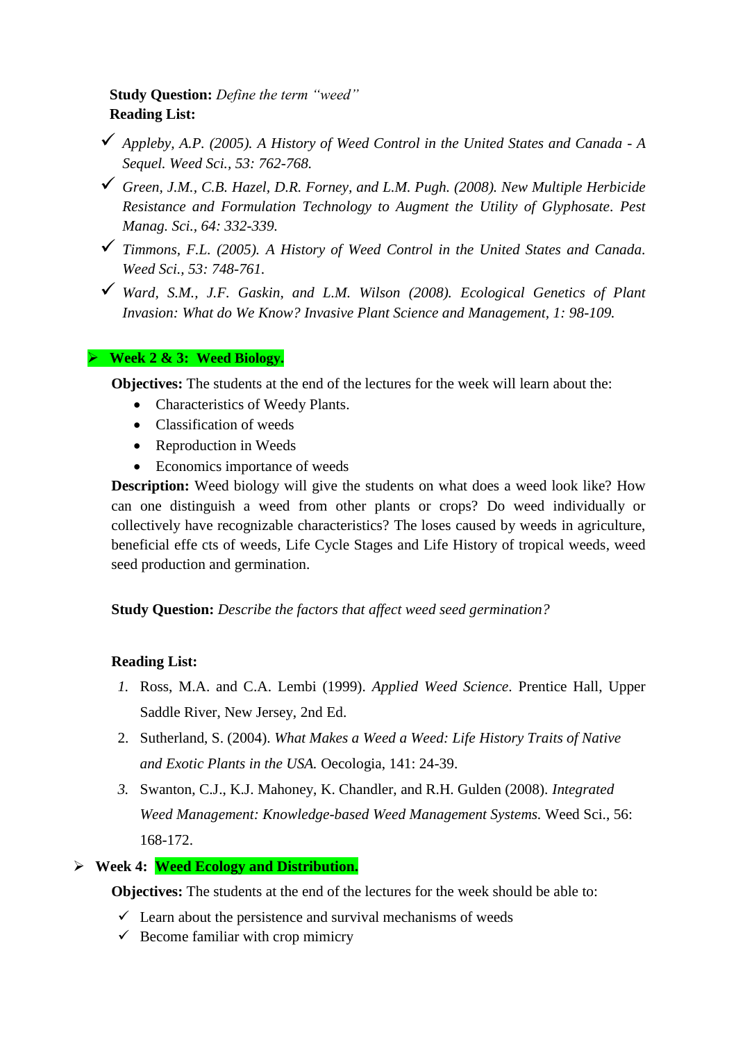**Study Question:** *Define the term "weed"*
**Reading List:**

- ✓ *Appleby, A.P. (2005). A History of Weed Control in the United States and Canada - A Sequel. Weed Sci., 53: 762-768.*
- ✓ *Green, J.M., C.B. Hazel, D.R. Forney, and L.M. Pugh. (2008). New Multiple Herbicide Resistance and Formulation Technology to Augment the Utility of Glyphosate. Pest Manag. Sci., 64: 332-339.*
- ✓ *Timmons, F.L. (2005). A History of Weed Control in the United States and Canada. Weed Sci., 53: 748-761.*
- ✓ *Ward, S.M., J.F. Gaskin, and L.M. Wilson (2008). Ecological Genetics of Plant Invasion: What do We Know? Invasive Plant Science and Management, 1: 98-109.*

- **Week 2 & 3: Weed Biology.**

**Objectives:** The students at the end of the lectures for the week will learn about the:

- Characteristics of Weedy Plants.
- Classification of weeds
- Reproduction in Weeds
- Economics importance of weeds

**Description:** Weed biology will give the students on what does a weed look like? How can one distinguish a weed from other plants or crops? Do weed individually or collectively have recognizable characteristics? The loses caused by weeds in agriculture, beneficial effe cts of weeds, Life Cycle Stages and Life History of tropical weeds, weed seed production and germination.

**Study Question:** *Describe the factors that affect weed seed germination?*

**Reading List:**

1. Ross, M.A. and C.A. Lembi (1999). *Applied Weed Science*. Prentice Hall, Upper Saddle River, New Jersey, 2nd Ed.
2. Sutherland, S. (2004). *What Makes a Weed a Weed: Life History Traits of Native and Exotic Plants in the USA.* Oecologia, 141: 24-39.
3. Swanton, C.J., K.J. Mahoney, K. Chandler, and R.H. Gulden (2008). *Integrated Weed Management: Knowledge-based Weed Management Systems.* Weed Sci., 56: 168-172.

- **Week 4: Weed Ecology and Distribution.**

**Objectives:** The students at the end of the lectures for the week should be able to:

- ✓ Learn about the persistence and survival mechanisms of weeds
- ✓ Become familiar with crop mimicry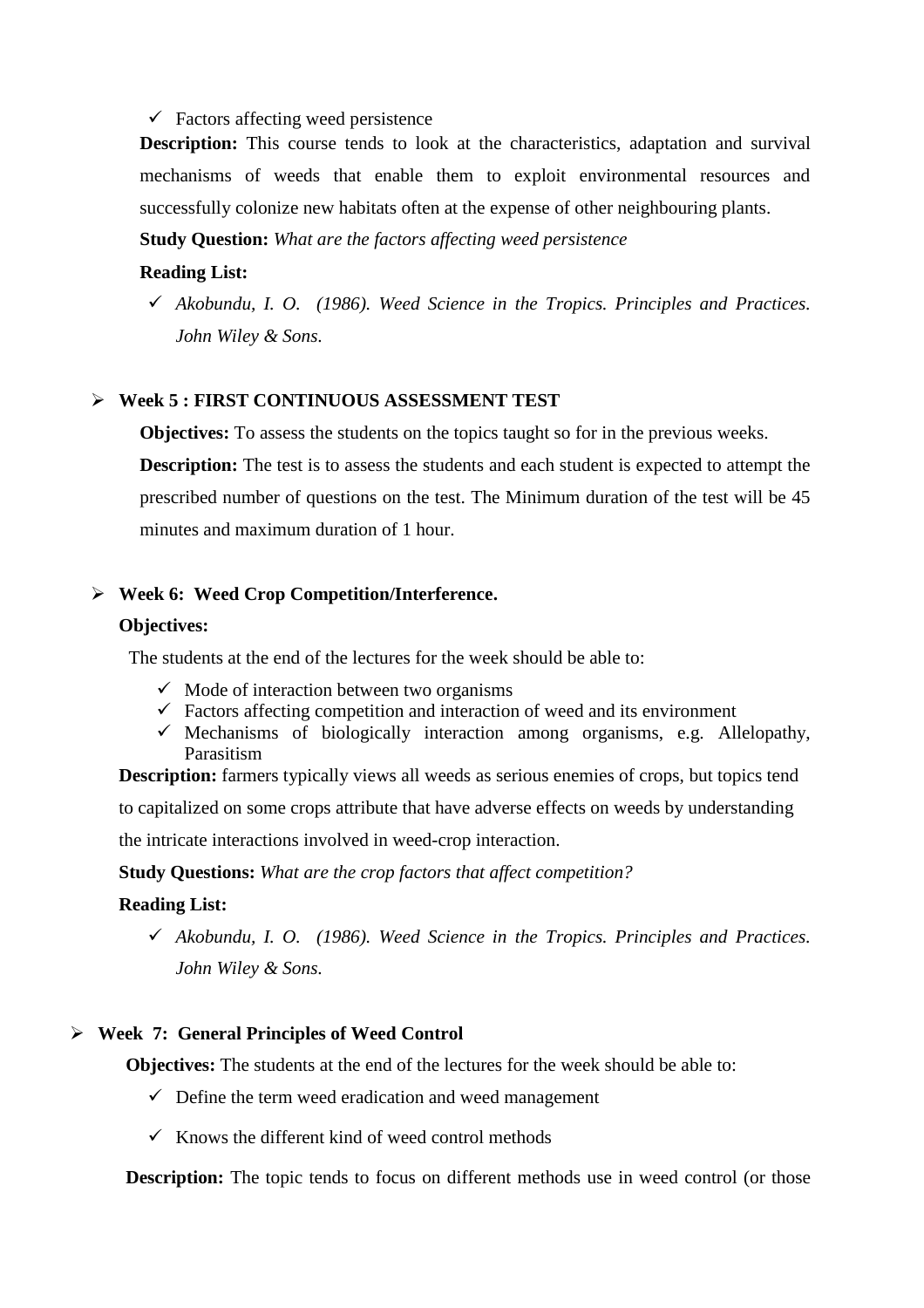- Factors affecting weed persistence

**Description:** This course tends to look at the characteristics, adaptation and survival mechanisms of weeds that enable them to exploit environmental resources and successfully colonize new habitats often at the expense of other neighbouring plants.

**Study Question:** *What are the factors affecting weed persistence*

**Reading List:**

- *Akobundu, I. O. (1986). Weed Science in the Tropics. Principles and Practices. John Wiley & Sons.*

- **Week 5 : FIRST CONTINUOUS ASSESSMENT TEST**

  **Objectives:** To assess the students on the topics taught so for in the previous weeks.

  **Description:** The test is to assess the students and each student is expected to attempt the prescribed number of questions on the test. The Minimum duration of the test will be 45 minutes and maximum duration of 1 hour.

- **Week 6: Weed Crop Competition/Interference.**

  **Objectives:**

  The students at the end of the lectures for the week should be able to:

  - Mode of interaction between two organisms
  - Factors affecting competition and interaction of weed and its environment
  - Mechanisms of biologically interaction among organisms, e.g. Allelopathy, Parasitism

  **Description:** farmers typically views all weeds as serious enemies of crops, but topics tend to capitalized on some crops attribute that have adverse effects on weeds by understanding the intricate interactions involved in weed-crop interaction.

  **Study Questions:** *What are the crop factors that affect competition?*

  **Reading List:**

  - *Akobundu, I. O. (1986). Weed Science in the Tropics. Principles and Practices. John Wiley & Sons.*

- **Week 7: General Principles of Weed Control**

  **Objectives:** The students at the end of the lectures for the week should be able to:

  - Define the term weed eradication and weed management
  - Knows the different kind of weed control methods

  **Description:** The topic tends to focus on different methods use in weed control (or those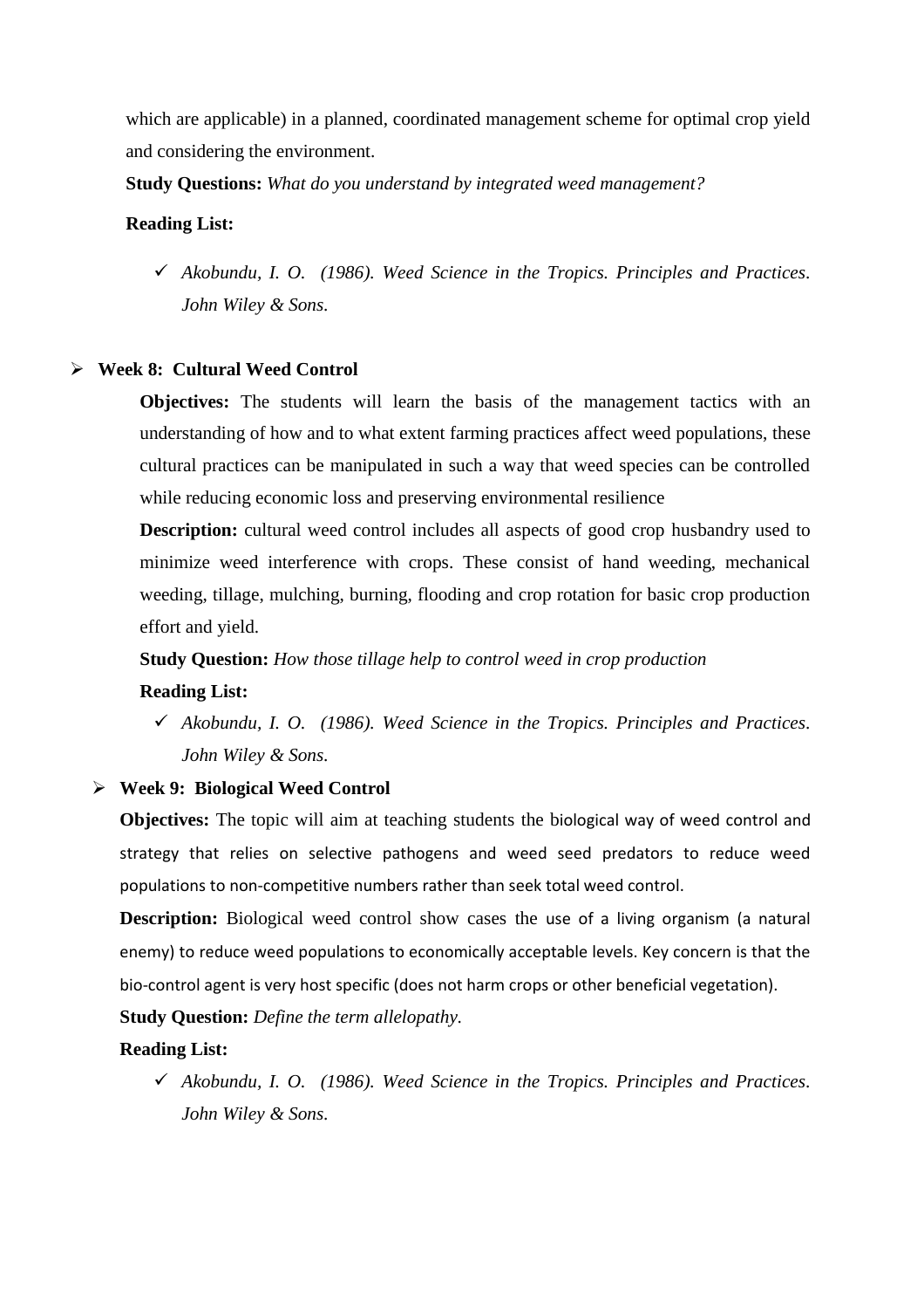which are applicable) in a planned, coordinated management scheme for optimal crop yield and considering the environment.

**Study Questions:** *What do you understand by integrated weed management?*

**Reading List:**

- ✓ *Akobundu, I. O. (1986). Weed Science in the Tropics. Principles and Practices. John Wiley & Sons.*

- **Week 8: Cultural Weed Control**

  **Objectives:** The students will learn the basis of the management tactics with an understanding of how and to what extent farming practices affect weed populations, these cultural practices can be manipulated in such a way that weed species can be controlled while reducing economic loss and preserving environmental resilience

  **Description:** cultural weed control includes all aspects of good crop husbandry used to minimize weed interference with crops. These consist of hand weeding, mechanical weeding, tillage, mulching, burning, flooding and crop rotation for basic crop production effort and yield.

  **Study Question:** *How those tillage help to control weed in crop production*

  **Reading List:**

  - ✓ *Akobundu, I. O. (1986). Weed Science in the Tropics. Principles and Practices. John Wiley & Sons.*

- **Week 9: Biological Weed Control**

  **Objectives:** The topic will aim at teaching students the biological way of weed control and strategy that relies on selective pathogens and weed seed predators to reduce weed populations to non-competitive numbers rather than seek total weed control.

  **Description:** Biological weed control show cases the use of a living organism (a natural enemy) to reduce weed populations to economically acceptable levels. Key concern is that the bio-control agent is very host specific (does not harm crops or other beneficial vegetation).

  **Study Question:** *Define the term allelopathy.*

  **Reading List:**

  - ✓ *Akobundu, I. O. (1986). Weed Science in the Tropics. Principles and Practices. John Wiley & Sons.*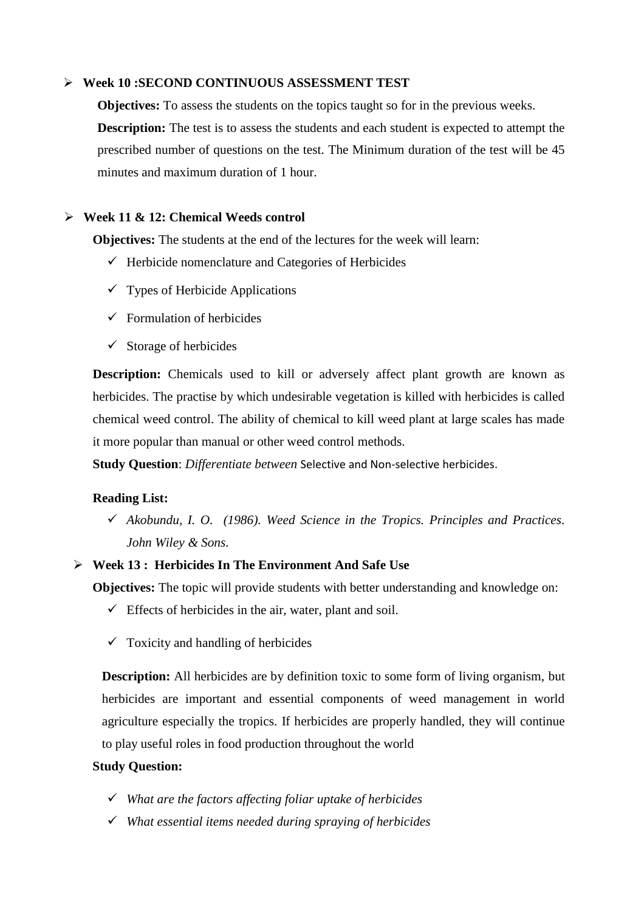- **Week 10 :SECOND CONTINUOUS ASSESSMENT TEST**

  **Objectives:** To assess the students on the topics taught so for in the previous weeks.

  **Description:** The test is to assess the students and each student is expected to attempt the prescribed number of questions on the test. The Minimum duration of the test will be 45 minutes and maximum duration of 1 hour.

- **Week 11 & 12: Chemical Weeds control**

  **Objectives:** The students at the end of the lectures for the week will learn:

  - Herbicide nomenclature and Categories of Herbicides
  - Types of Herbicide Applications
  - Formulation of herbicides
  - Storage of herbicides

  **Description:** Chemicals used to kill or adversely affect plant growth are known as herbicides. The practise by which undesirable vegetation is killed with herbicides is called chemical weed control. The ability of chemical to kill weed plant at large scales has made it more popular than manual or other weed control methods.

  **Study Question**: *Differentiate between* Selective and Non-selective herbicides.

  **Reading List:**

  - *Akobundu, I. O. (1986). Weed Science in the Tropics. Principles and Practices. John Wiley & Sons.*

- **Week 13 : Herbicides In The Environment And Safe Use**

  **Objectives:** The topic will provide students with better understanding and knowledge on:

  - Effects of herbicides in the air, water, plant and soil.
  - Toxicity and handling of herbicides

  **Description:** All herbicides are by definition toxic to some form of living organism, but herbicides are important and essential components of weed management in world agriculture especially the tropics. If herbicides are properly handled, they will continue to play useful roles in food production throughout the world

  **Study Question:**

  - *What are the factors affecting foliar uptake of herbicides*
  - *What essential items needed during spraying of herbicides*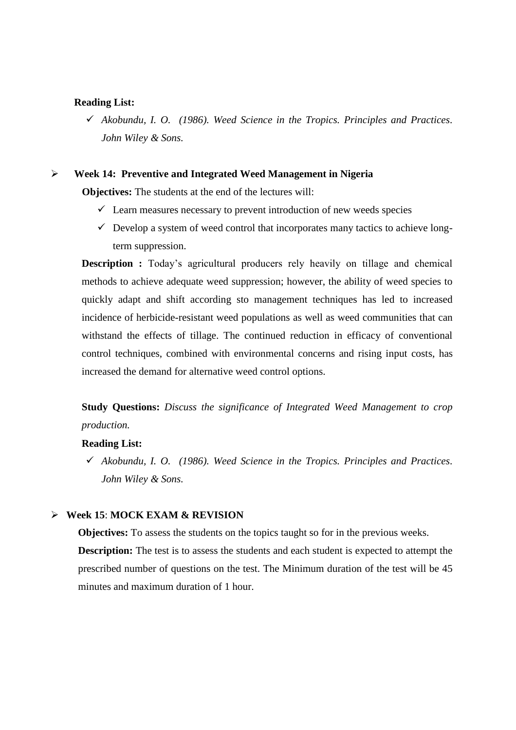**Reading List:**

- ✓ *Akobundu, I. O. (1986). Weed Science in the Tropics. Principles and Practices. John Wiley & Sons.*

- **Week 14: Preventive and Integrated Weed Management in Nigeria**

  **Objectives:** The students at the end of the lectures will:

  - ✓ Learn measures necessary to prevent introduction of new weeds species
  - ✓ Develop a system of weed control that incorporates many tactics to achieve long-term suppression.

  **Description :** Today's agricultural producers rely heavily on tillage and chemical methods to achieve adequate weed suppression; however, the ability of weed species to quickly adapt and shift according sto management techniques has led to increased incidence of herbicide-resistant weed populations as well as weed communities that can withstand the effects of tillage. The continued reduction in efficacy of conventional control techniques, combined with environmental concerns and rising input costs, has increased the demand for alternative weed control options.

  **Study Questions:** *Discuss the significance of Integrated Weed Management to crop production.*

  **Reading List:**

  - ✓ *Akobundu, I. O. (1986). Weed Science in the Tropics. Principles and Practices. John Wiley & Sons.*

- **Week 15**: **MOCK EXAM & REVISION**

  **Objectives:** To assess the students on the topics taught so for in the previous weeks.

  **Description:** The test is to assess the students and each student is expected to attempt the prescribed number of questions on the test. The Minimum duration of the test will be 45 minutes and maximum duration of 1 hour.